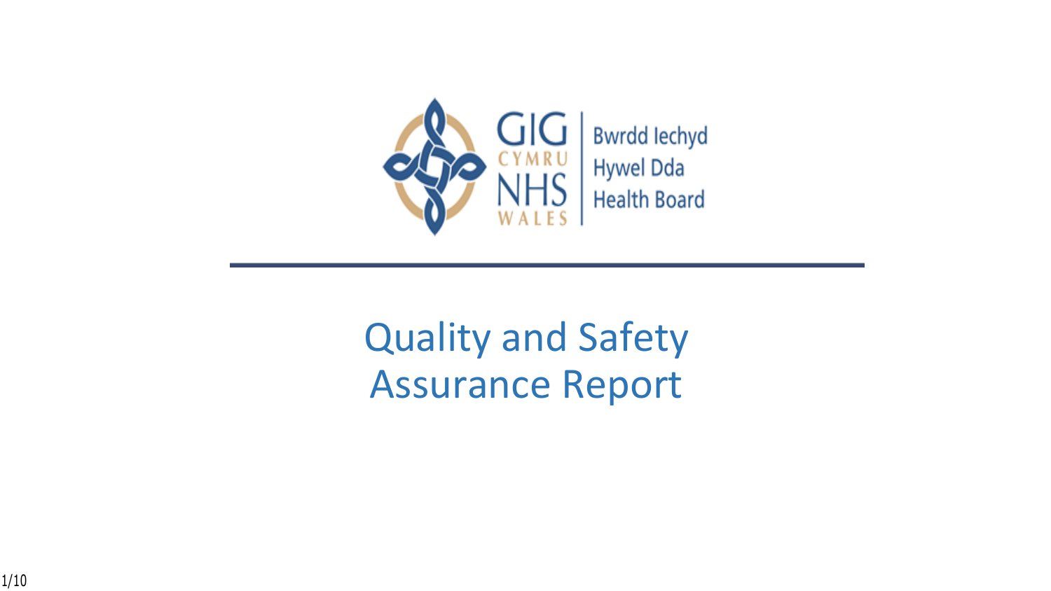GIG CYMRU NHS WALES | Bwrdd Iechyd Hywel Dda Health Board

# Quality and Safety Assurance Report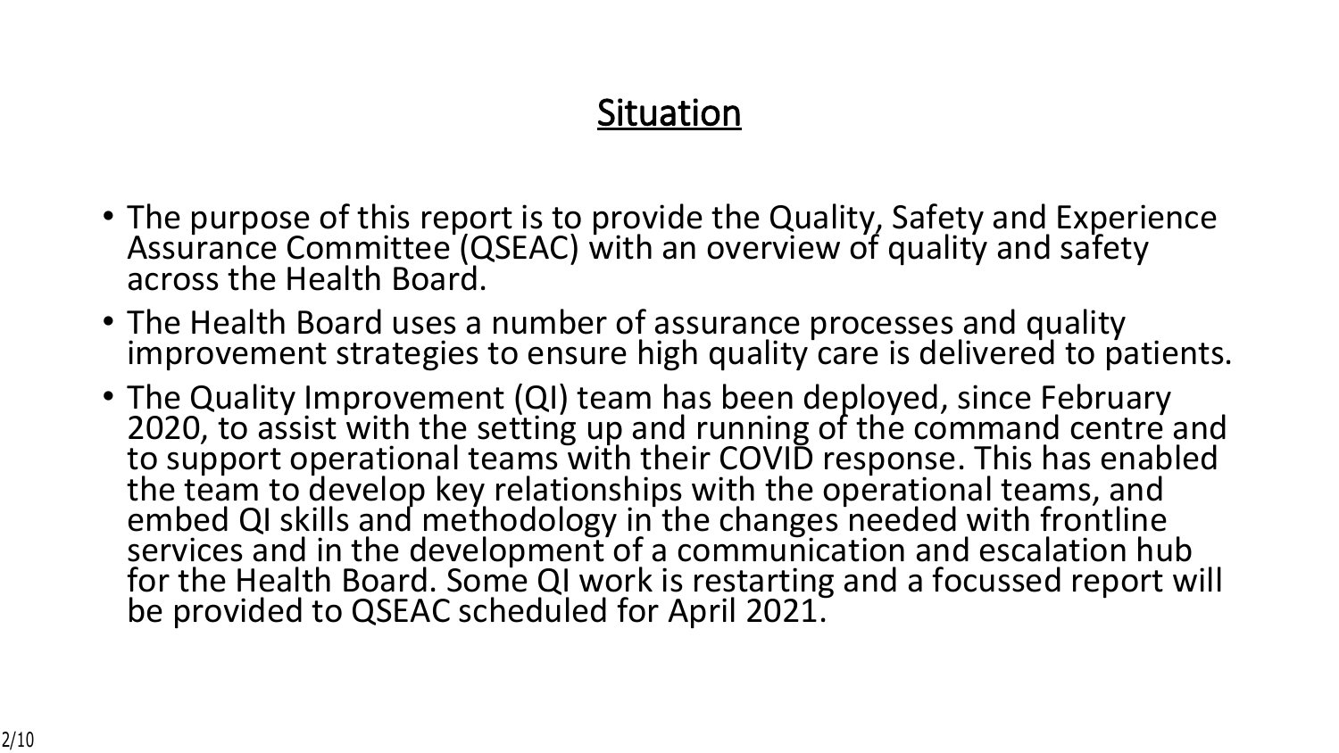## Situation

- The purpose of this report is to provide the Quality, Safety and Experience Assurance Committee (QSEAC) with an overview of quality and safety across the Health Board.
- The Health Board uses a number of assurance processes and quality improvement strategies to ensure high quality care is delivered to patients.
- The Quality Improvement (QI) team has been deployed, since February 2020, to assist with the setting up and running of the command centre and to support operational teams with their COVID response. This has enabled the team to develop key relationships with the operational teams, and embed QI skills and methodology in the changes needed with frontline services and in the development of a communication and escalation hub for the Health Board. Some QI work is restarting and a focussed report will be provided to QSEAC scheduled for April 2021.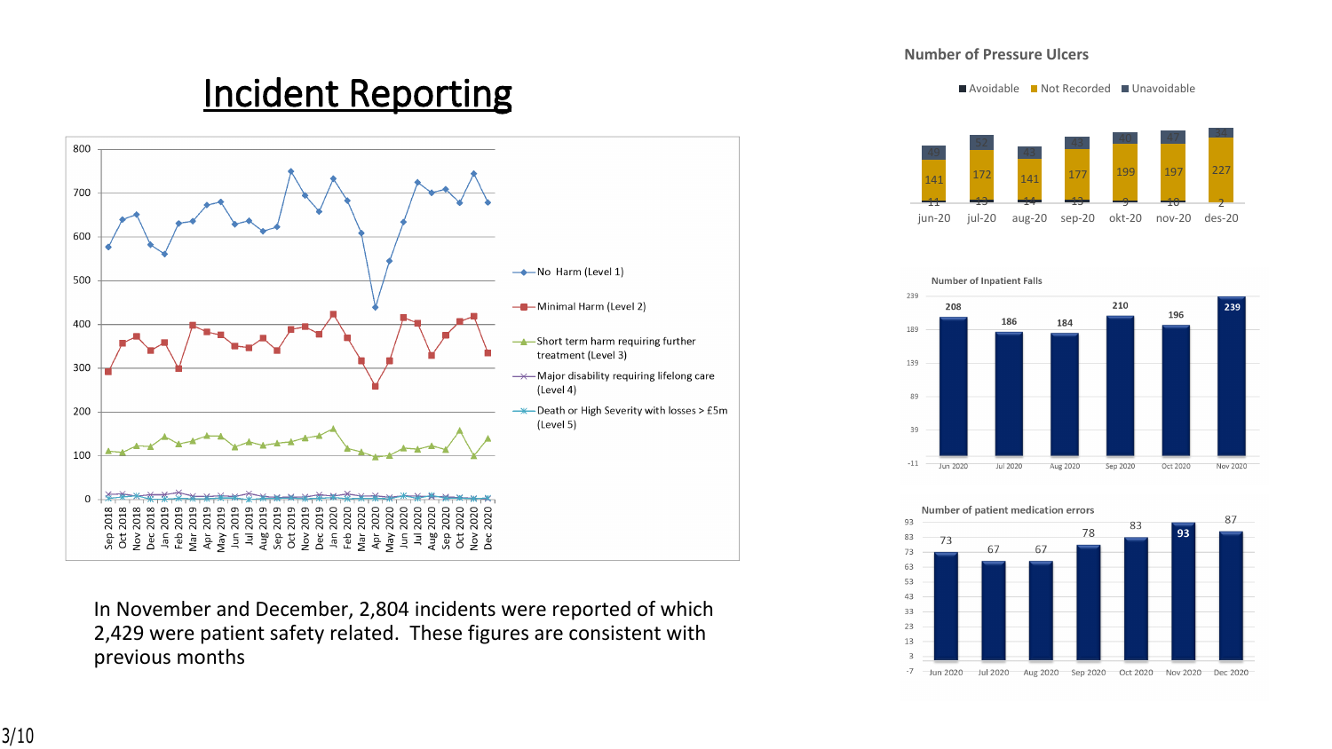# Incident Reporting

No Harm (Level 1)
Minimal Harm (Level 2)
Short term harm requiring further treatment (Level 3)
Major disability requiring lifelong care (Level 4)
Death or High Severity with losses > £5m (Level 5)

In November and December, 2,804 incidents were reported of which 2,429 were patient safety related. These figures are consistent with previous months

**Number of Pressure Ulcers**

| | jun-20 | jul-20 | aug-20 | sep-20 | okt-20 | nov-20 | des-20 |
|---|---|---|---|---|---|---|---|
| Avoidable | 11 | 13 | 14 | 13 | 9 | 10 | 2 |
| Not Recorded | 141 | 172 | 141 | 177 | 199 | 197 | 227 |
| Unavoidable | 49 | 52 | 43 | 43 | 40 | 47 | 33 |

**Number of Inpatient Falls**

| Jun 2020 | Jul 2020 | Aug 2020 | Sep 2020 | Oct 2020 | Nov 2020 |
|---|---|---|---|---|---|
| 208 | 186 | 184 | 210 | 196 | 239 |

**Number of patient medication errors**

| Jun 2020 | Jul 2020 | Aug 2020 | Sep 2020 | Oct 2020 | Nov 2020 | Dec 2020 |
|---|---|---|---|---|---|---|
| 73 | 67 | 67 | 78 | 83 | 93 | 87 |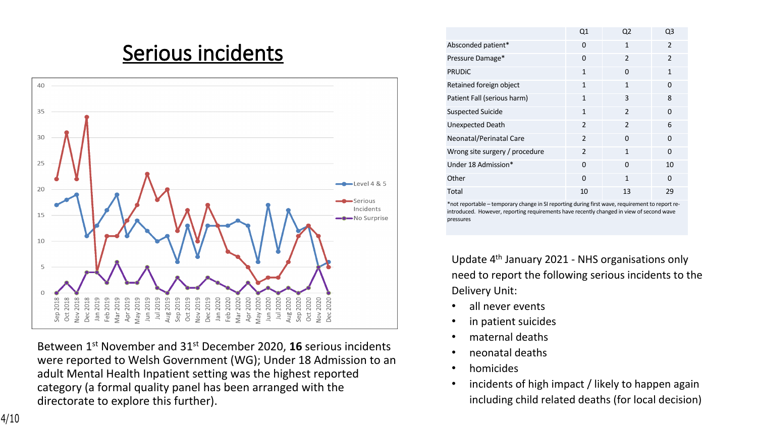# Serious incidents

| | Q1 | Q2 | Q3 |
|---|---|---|---|
| Absconded patient* | 0 | 1 | 2 |
| Pressure Damage* | 0 | 2 | 2 |
| PRUDiC | 1 | 0 | 1 |
| Retained foreign object | 1 | 1 | 0 |
| Patient Fall (serious harm) | 1 | 3 | 8 |
| Suspected Suicide | 1 | 2 | 0 |
| Unexpected Death | 2 | 2 | 6 |
| Neonatal/Perinatal Care | 2 | 0 | 0 |
| Wrong site surgery / procedure | 2 | 1 | 0 |
| Under 18 Admission* | 0 | 0 | 10 |
| Other | 0 | 1 | 0 |
| Total | 10 | 13 | 29 |

*not reportable – temporary change in SI reporting during first wave, requirement to report re-introduced. However, reporting requirements have recently changed in view of second wave pressures

Between 1st November and 31st December 2020, **16** serious incidents were reported to Welsh Government (WG); Under 18 Admission to an adult Mental Health Inpatient setting was the highest reported category (a formal quality panel has been arranged with the directorate to explore this further).

Update 4th January 2021 - NHS organisations only need to report the following serious incidents to the Delivery Unit:

- all never events
- in patient suicides
- maternal deaths
- neonatal deaths
- homicides
- incidents of high impact / likely to happen again including child related deaths (for local decision)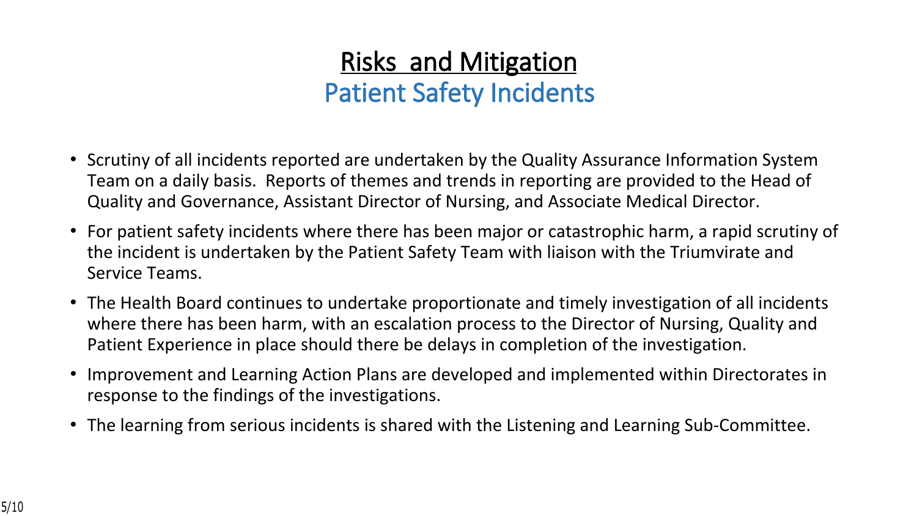# Risks and Mitigation

## Patient Safety Incidents

- Scrutiny of all incidents reported are undertaken by the Quality Assurance Information System Team on a daily basis. Reports of themes and trends in reporting are provided to the Head of Quality and Governance, Assistant Director of Nursing, and Associate Medical Director.
- For patient safety incidents where there has been major or catastrophic harm, a rapid scrutiny of the incident is undertaken by the Patient Safety Team with liaison with the Triumvirate and Service Teams.
- The Health Board continues to undertake proportionate and timely investigation of all incidents where there has been harm, with an escalation process to the Director of Nursing, Quality and Patient Experience in place should there be delays in completion of the investigation.
- Improvement and Learning Action Plans are developed and implemented within Directorates in response to the findings of the investigations.
- The learning from serious incidents is shared with the Listening and Learning Sub-Committee.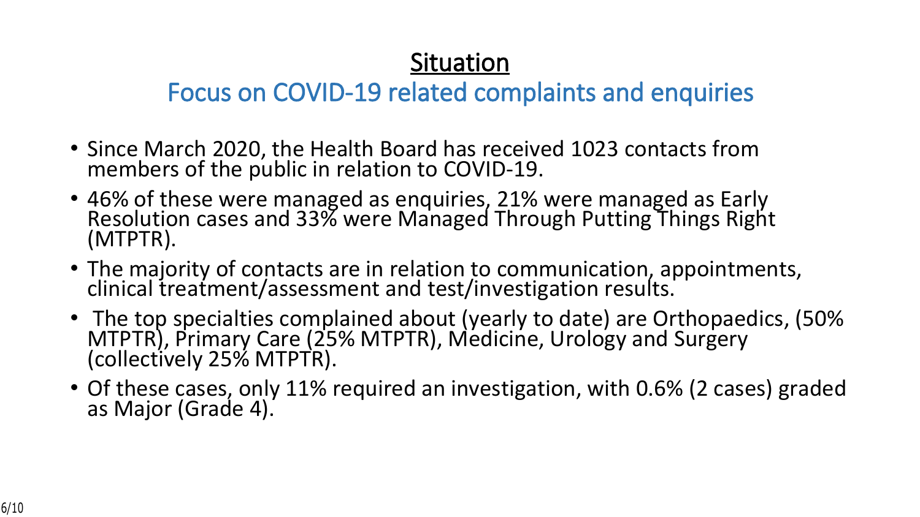# Situation

## Focus on COVID-19 related complaints and enquiries

- Since March 2020, the Health Board has received 1023 contacts from members of the public in relation to COVID-19.
- 46% of these were managed as enquiries, 21% were managed as Early Resolution cases and 33% were Managed Through Putting Things Right (MTPTR).
- The majority of contacts are in relation to communication, appointments, clinical treatment/assessment and test/investigation results.
- The top specialties complained about (yearly to date) are Orthopaedics, (50% MTPTR), Primary Care (25% MTPTR), Medicine, Urology and Surgery (collectively 25% MTPTR).
- Of these cases, only 11% required an investigation, with 0.6% (2 cases) graded as Major (Grade 4).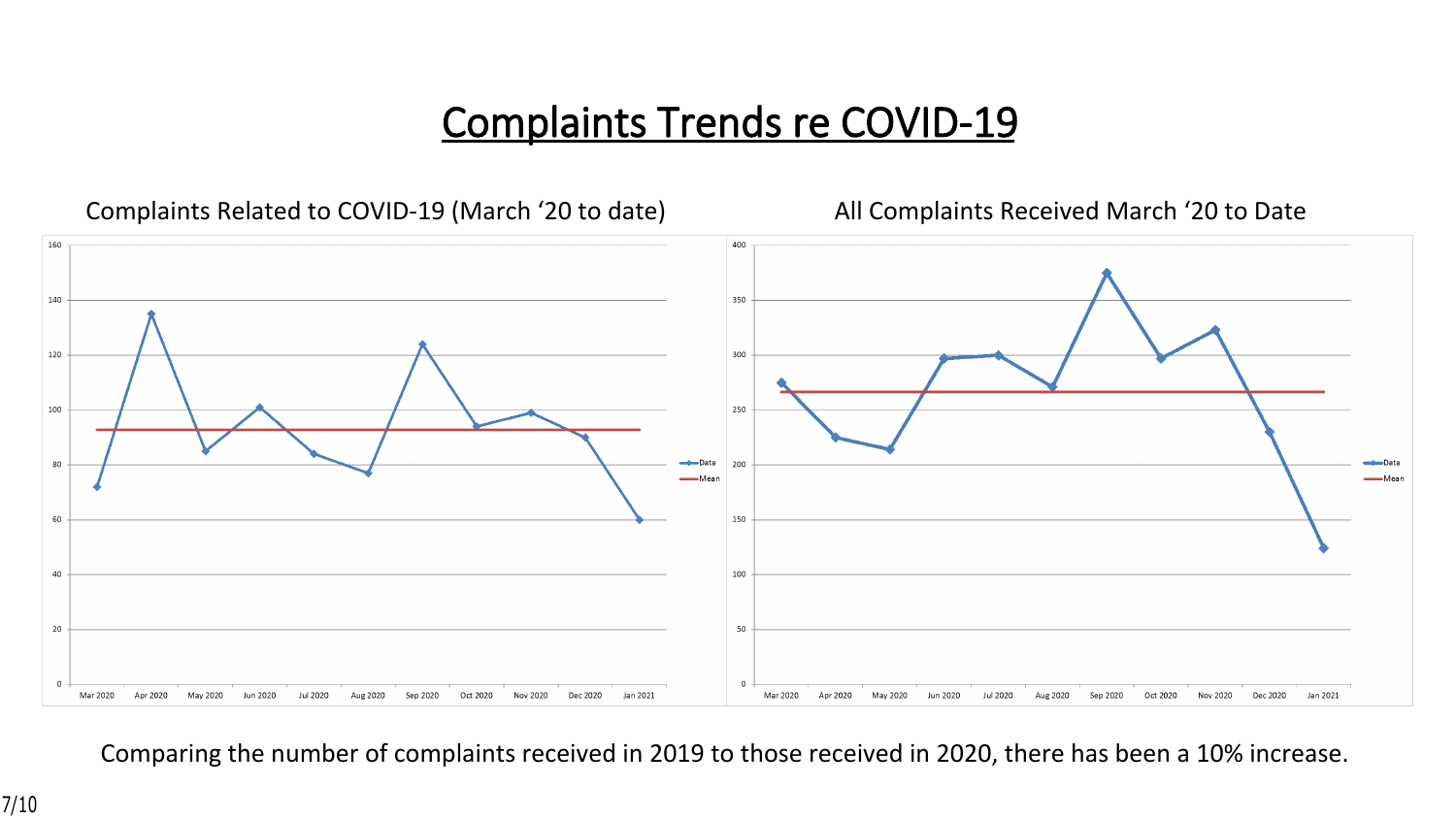# Complaints Trends re COVID-19

Complaints Related to COVID-19 (March '20 to date)

All Complaints Received March '20 to Date

Comparing the number of complaints received in 2019 to those received in 2020, there has been a 10% increase.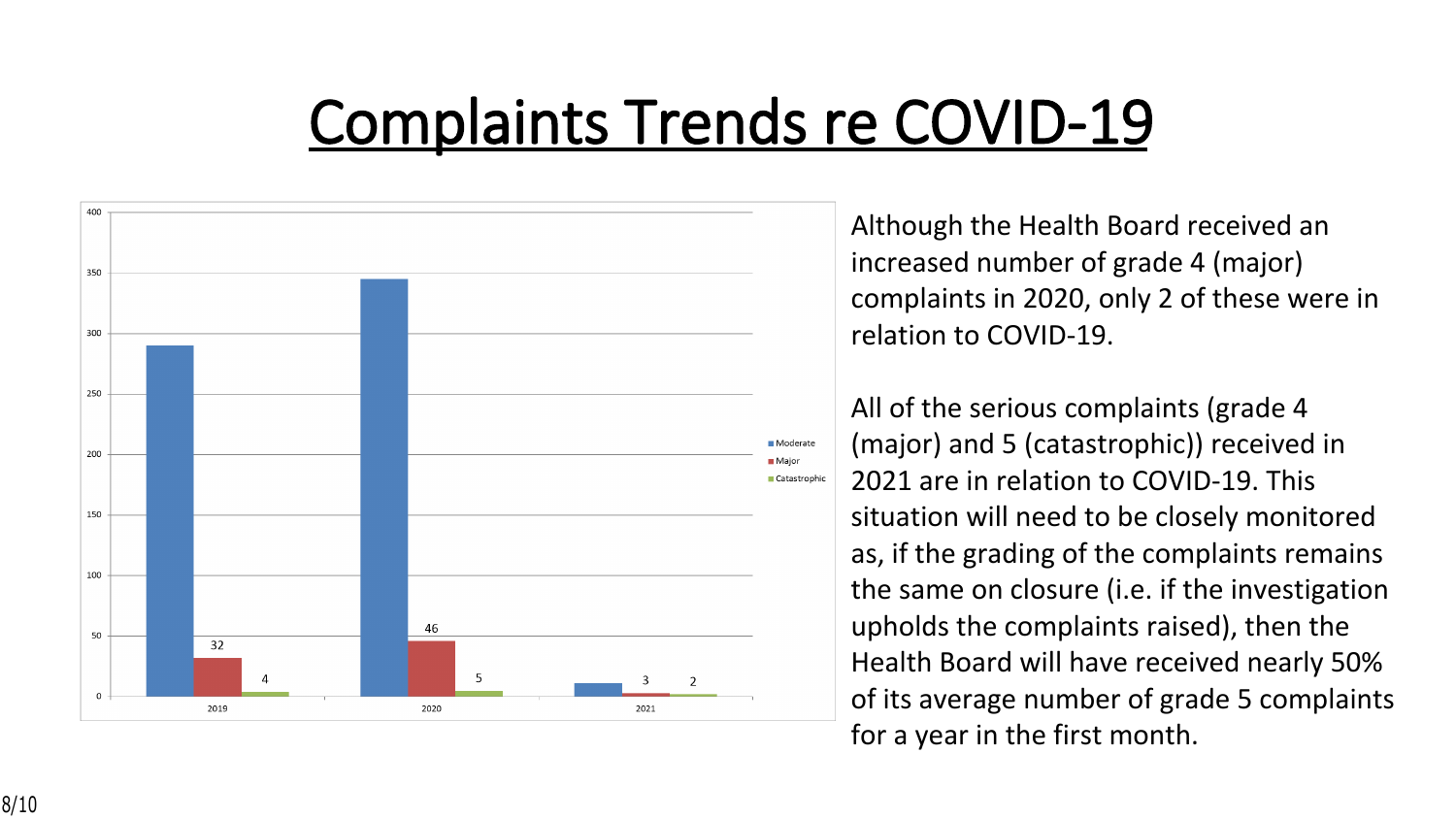# Complaints Trends re COVID-19

Although the Health Board received an increased number of grade 4 (major) complaints in 2020, only 2 of these were in relation to COVID-19.

All of the serious complaints (grade 4 (major) and 5 (catastrophic)) received in 2021 are in relation to COVID-19. This situation will need to be closely monitored as, if the grading of the complaints remains the same on closure (i.e. if the investigation upholds the complaints raised), then the Health Board will have received nearly 50% of its average number of grade 5 complaints for a year in the first month.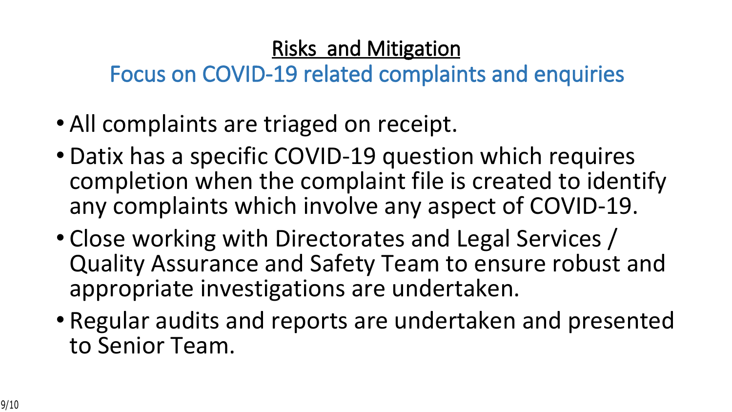## Risks  and Mitigation

### Focus on COVID-19 related complaints and enquiries

- All complaints are triaged on receipt.
- Datix has a specific COVID-19 question which requires completion when the complaint file is created to identify any complaints which involve any aspect of COVID-19.
- Close working with Directorates and Legal Services / Quality Assurance and Safety Team to ensure robust and appropriate investigations are undertaken.
- Regular audits and reports are undertaken and presented to Senior Team.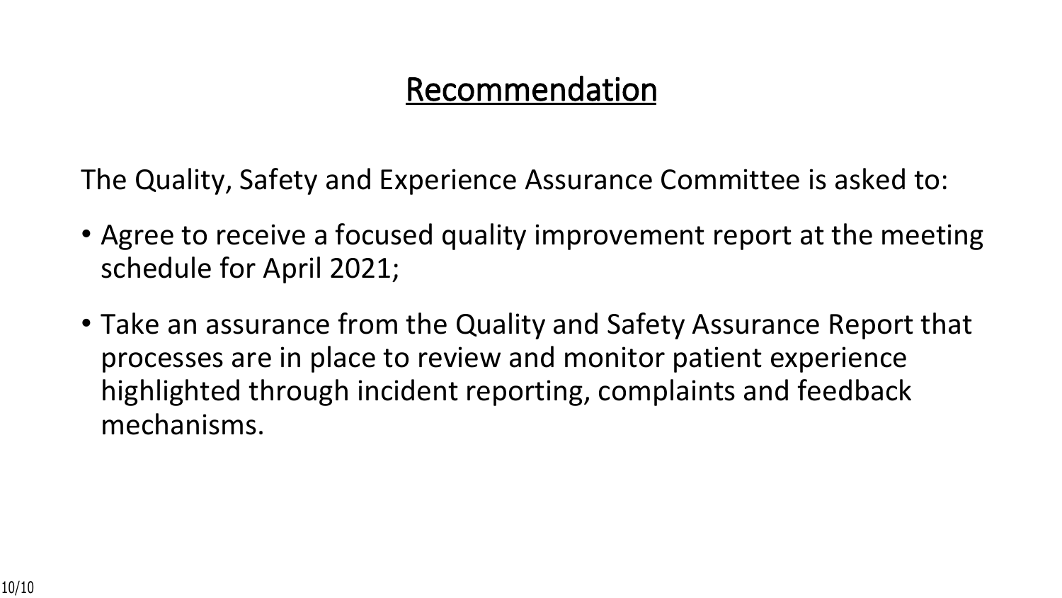# Recommendation

The Quality, Safety and Experience Assurance Committee is asked to:

- Agree to receive a focused quality improvement report at the meeting schedule for April 2021;
- Take an assurance from the Quality and Safety Assurance Report that processes are in place to review and monitor patient experience highlighted through incident reporting, complaints and feedback mechanisms.